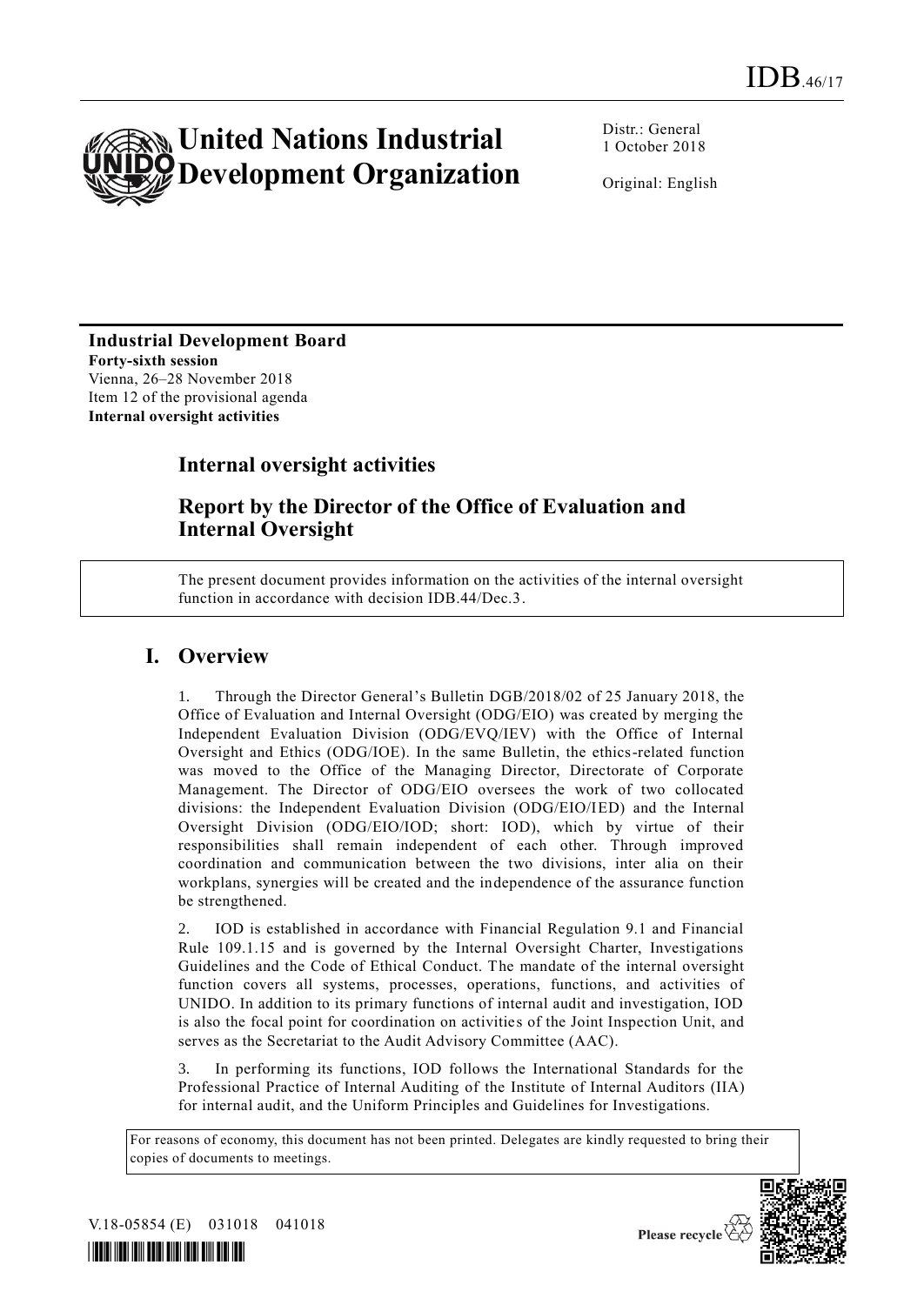IDB.46/17

# United Nations Industrial Development Organization

Distr.: General
1 October 2018

Original: English

**Industrial Development Board**
**Forty-sixth session**
Vienna, 26–28 November 2018
Item 12 of the provisional agenda
**Internal oversight activities**

## Internal oversight activities

## Report by the Director of the Office of Evaluation and Internal Oversight

The present document provides information on the activities of the internal oversight function in accordance with decision IDB.44/Dec.3.

## I. Overview

1. Through the Director General's Bulletin DGB/2018/02 of 25 January 2018, the Office of Evaluation and Internal Oversight (ODG/EIO) was created by merging the Independent Evaluation Division (ODG/EVQ/IEV) with the Office of Internal Oversight and Ethics (ODG/IOE). In the same Bulletin, the ethics-related function was moved to the Office of the Managing Director, Directorate of Corporate Management. The Director of ODG/EIO oversees the work of two collocated divisions: the Independent Evaluation Division (ODG/EIO/IED) and the Internal Oversight Division (ODG/EIO/IOD; short: IOD), which by virtue of their responsibilities shall remain independent of each other. Through improved coordination and communication between the two divisions, inter alia on their workplans, synergies will be created and the independence of the assurance function be strengthened.

2. IOD is established in accordance with Financial Regulation 9.1 and Financial Rule 109.1.15 and is governed by the Internal Oversight Charter, Investigations Guidelines and the Code of Ethical Conduct. The mandate of the internal oversight function covers all systems, processes, operations, functions, and activities of UNIDO. In addition to its primary functions of internal audit and investigation, IOD is also the focal point for coordination on activities of the Joint Inspection Unit, and serves as the Secretariat to the Audit Advisory Committee (AAC).

3. In performing its functions, IOD follows the International Standards for the Professional Practice of Internal Auditing of the Institute of Internal Auditors (IIA) for internal audit, and the Uniform Principles and Guidelines for Investigations.

For reasons of economy, this document has not been printed. Delegates are kindly requested to bring their copies of documents to meetings.

V.18-05854 (E) 031018 041018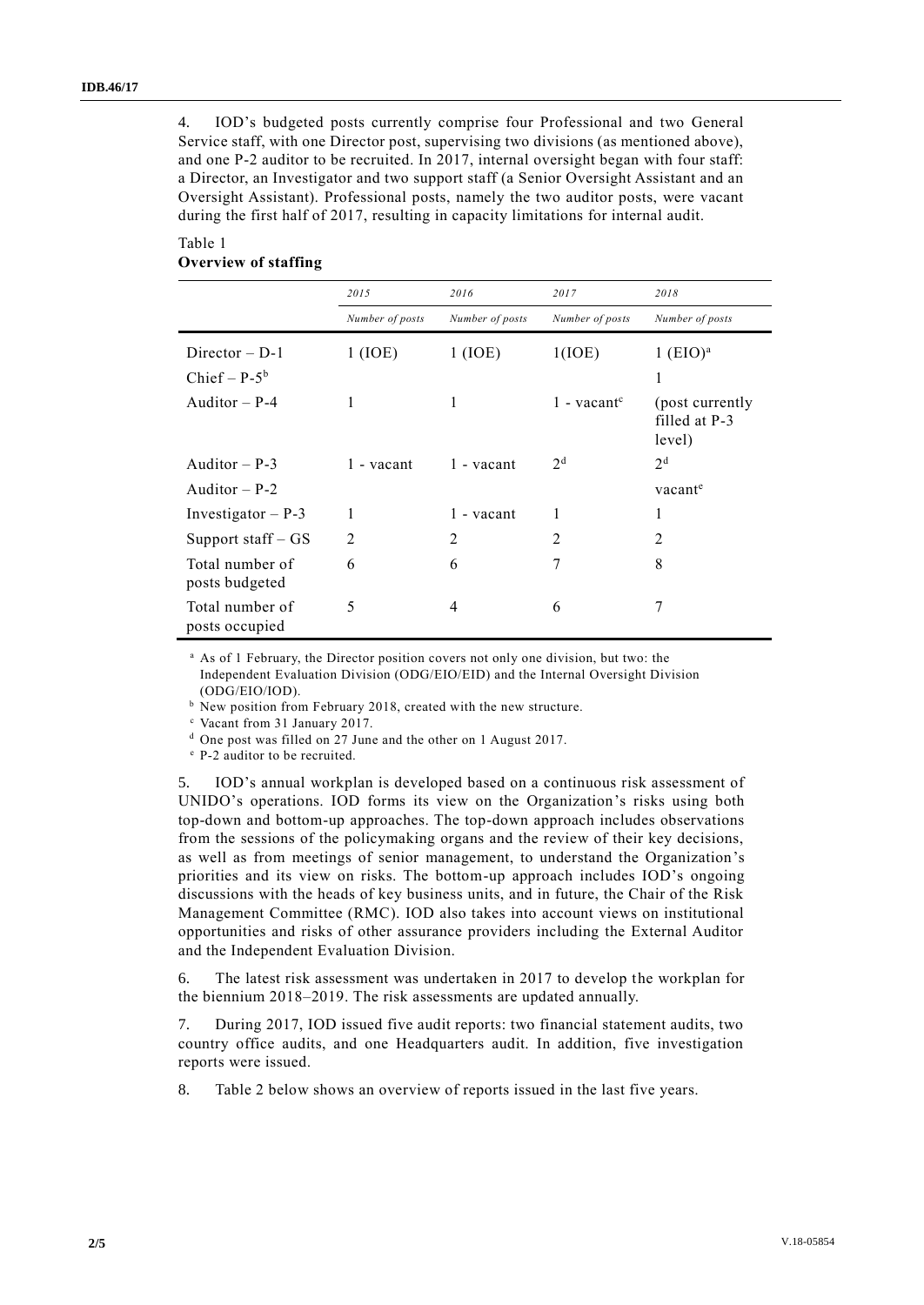4. IOD's budgeted posts currently comprise four Professional and two General Service staff, with one Director post, supervising two divisions (as mentioned above), and one P-2 auditor to be recruited. In 2017, internal oversight began with four staff: a Director, an Investigator and two support staff (a Senior Oversight Assistant and an Oversight Assistant). Professional posts, namely the two auditor posts, were vacant during the first half of 2017, resulting in capacity limitations for internal audit.

Table 1
**Overview of staffing**

| | 2015 | 2016 | 2017 | 2018 |
|---|---|---|---|---|
| | *Number of posts* | *Number of posts* | *Number of posts* | *Number of posts* |
| Director – D-1 | 1 (IOE) | 1 (IOE) | 1(IOE) | 1 (EIO)[a] |
| Chief – P-5[b] | | | | 1 |
| Auditor – P-4 | 1 | 1 | 1 - vacant[c] | (post currently filled at P-3 level) |
| Auditor – P-3 | 1 - vacant | 1 - vacant | 2[d] | 2[d] |
| Auditor – P-2 | | | | vacant[e] |
| Investigator – P-3 | 1 | 1 - vacant | 1 | 1 |
| Support staff – GS | 2 | 2 | 2 | 2 |
| Total number of posts budgeted | 6 | 6 | 7 | 8 |
| Total number of posts occupied | 5 | 4 | 6 | 7 |

[a] As of 1 February, the Director position covers not only one division, but two: the Independent Evaluation Division (ODG/EIO/EID) and the Internal Oversight Division (ODG/EIO/IOD).

[b] New position from February 2018, created with the new structure.

[c] Vacant from 31 January 2017.

[d] One post was filled on 27 June and the other on 1 August 2017.

[e] P-2 auditor to be recruited.

5. IOD's annual workplan is developed based on a continuous risk assessment of UNIDO's operations. IOD forms its view on the Organization's risks using both top-down and bottom-up approaches. The top-down approach includes observations from the sessions of the policymaking organs and the review of their key decisions, as well as from meetings of senior management, to understand the Organization's priorities and its view on risks. The bottom-up approach includes IOD's ongoing discussions with the heads of key business units, and in future, the Chair of the Risk Management Committee (RMC). IOD also takes into account views on institutional opportunities and risks of other assurance providers including the External Auditor and the Independent Evaluation Division.

6. The latest risk assessment was undertaken in 2017 to develop the workplan for the biennium 2018–2019. The risk assessments are updated annually.

7. During 2017, IOD issued five audit reports: two financial statement audits, two country office audits, and one Headquarters audit. In addition, five investigation reports were issued.

8. Table 2 below shows an overview of reports issued in the last five years.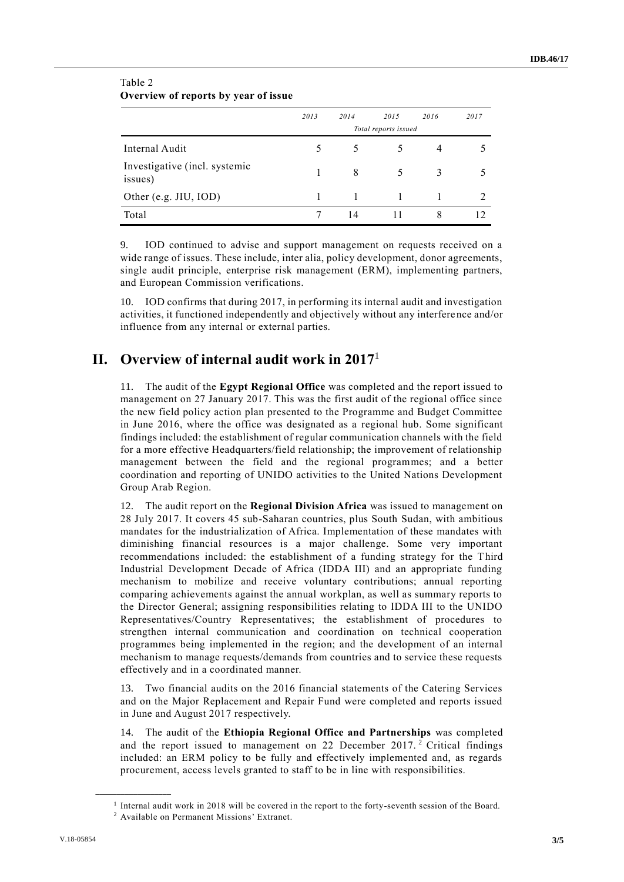Table 2
**Overview of reports by year of issue**

| | 2013 | 2014 | 2015 | 2016 | 2017 |
|---|---|---|---|---|---|
| | | | *Total reports issued* | | |
| Internal Audit | 5 | 5 | 5 | 4 | 5 |
| Investigative (incl. systemic issues) | 1 | 8 | 5 | 3 | 5 |
| Other (e.g. JIU, IOD) | 1 | 1 | 1 | 1 | 2 |
| Total | 7 | 14 | 11 | 8 | 12 |

9. IOD continued to advise and support management on requests received on a wide range of issues. These include, inter alia, policy development, donor agreements, single audit principle, enterprise risk management (ERM), implementing partners, and European Commission verifications.

10. IOD confirms that during 2017, in performing its internal audit and investigation activities, it functioned independently and objectively without any interference and/or influence from any internal or external parties.

## II. Overview of internal audit work in 2017[1]

11. The audit of the **Egypt Regional Office** was completed and the report issued to management on 27 January 2017. This was the first audit of the regional office since the new field policy action plan presented to the Programme and Budget Committee in June 2016, where the office was designated as a regional hub. Some significant findings included: the establishment of regular communication channels with the field for a more effective Headquarters/field relationship; the improvement of relationship management between the field and the regional programmes; and a better coordination and reporting of UNIDO activities to the United Nations Development Group Arab Region.

12. The audit report on the **Regional Division Africa** was issued to management on 28 July 2017. It covers 45 sub-Saharan countries, plus South Sudan, with ambitious mandates for the industrialization of Africa. Implementation of these mandates with diminishing financial resources is a major challenge. Some very important recommendations included: the establishment of a funding strategy for the Third Industrial Development Decade of Africa (IDDA III) and an appropriate funding mechanism to mobilize and receive voluntary contributions; annual reporting comparing achievements against the annual workplan, as well as summary reports to the Director General; assigning responsibilities relating to IDDA III to the UNIDO Representatives/Country Representatives; the establishment of procedures to strengthen internal communication and coordination on technical cooperation programmes being implemented in the region; and the development of an internal mechanism to manage requests/demands from countries and to service these requests effectively and in a coordinated manner.

13. Two financial audits on the 2016 financial statements of the Catering Services and on the Major Replacement and Repair Fund were completed and reports issued in June and August 2017 respectively.

14. The audit of the **Ethiopia Regional Office and Partnerships** was completed and the report issued to management on 22 December 2017.[2] Critical findings included: an ERM policy to be fully and effectively implemented and, as regards procurement, access levels granted to staff to be in line with responsibilities.

---

[1] Internal audit work in 2018 will be covered in the report to the forty-seventh session of the Board.

[2] Available on Permanent Missions' Extranet.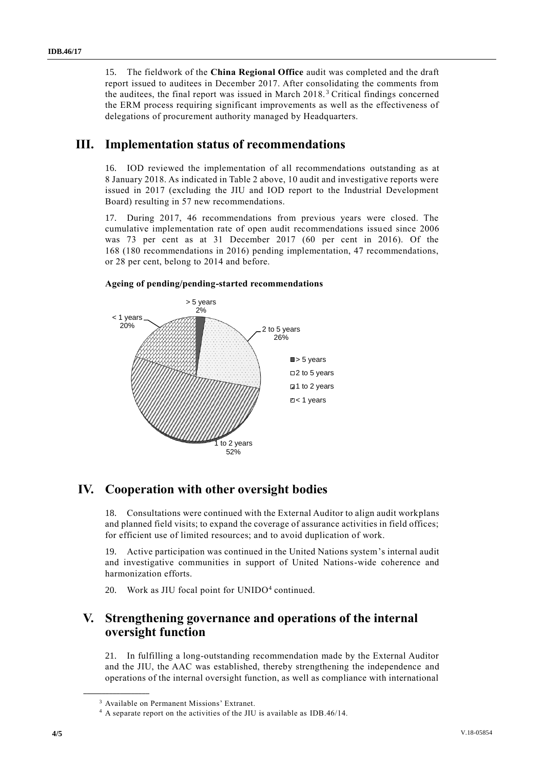15. The fieldwork of the **China Regional Office** audit was completed and the draft report issued to auditees in December 2017. After consolidating the comments from the auditees, the final report was issued in March 2018.[3] Critical findings concerned the ERM process requiring significant improvements as well as the effectiveness of delegations of procurement authority managed by Headquarters.

# III. Implementation status of recommendations

16. IOD reviewed the implementation of all recommendations outstanding as at 8 January 2018. As indicated in Table 2 above, 10 audit and investigative reports were issued in 2017 (excluding the JIU and IOD report to the Industrial Development Board) resulting in 57 new recommendations.

17. During 2017, 46 recommendations from previous years were closed. The cumulative implementation rate of open audit recommendations issued since 2006 was 73 per cent as at 31 December 2017 (60 per cent in 2016). Of the 168 (180 recommendations in 2016) pending implementation, 47 recommendations, or 28 per cent, belong to 2014 and before.

**Ageing of pending/pending-started recommendations**

| Age | Share |
|---|---|
| > 5 years | 2% |
| 2 to 5 years | 26% |
| 1 to 2 years | 52% |
| < 1 years | 20% |

# IV. Cooperation with other oversight bodies

18. Consultations were continued with the External Auditor to align audit workplans and planned field visits; to expand the coverage of assurance activities in field offices; for efficient use of limited resources; and to avoid duplication of work.

19. Active participation was continued in the United Nations system's internal audit and investigative communities in support of United Nations-wide coherence and harmonization efforts.

20. Work as JIU focal point for UNIDO[4] continued.

# V. Strengthening governance and operations of the internal oversight function

21. In fulfilling a long-outstanding recommendation made by the External Auditor and the JIU, the AAC was established, thereby strengthening the independence and operations of the internal oversight function, as well as compliance with international

[3] Available on Permanent Missions' Extranet.

[4] A separate report on the activities of the JIU is available as IDB.46/14.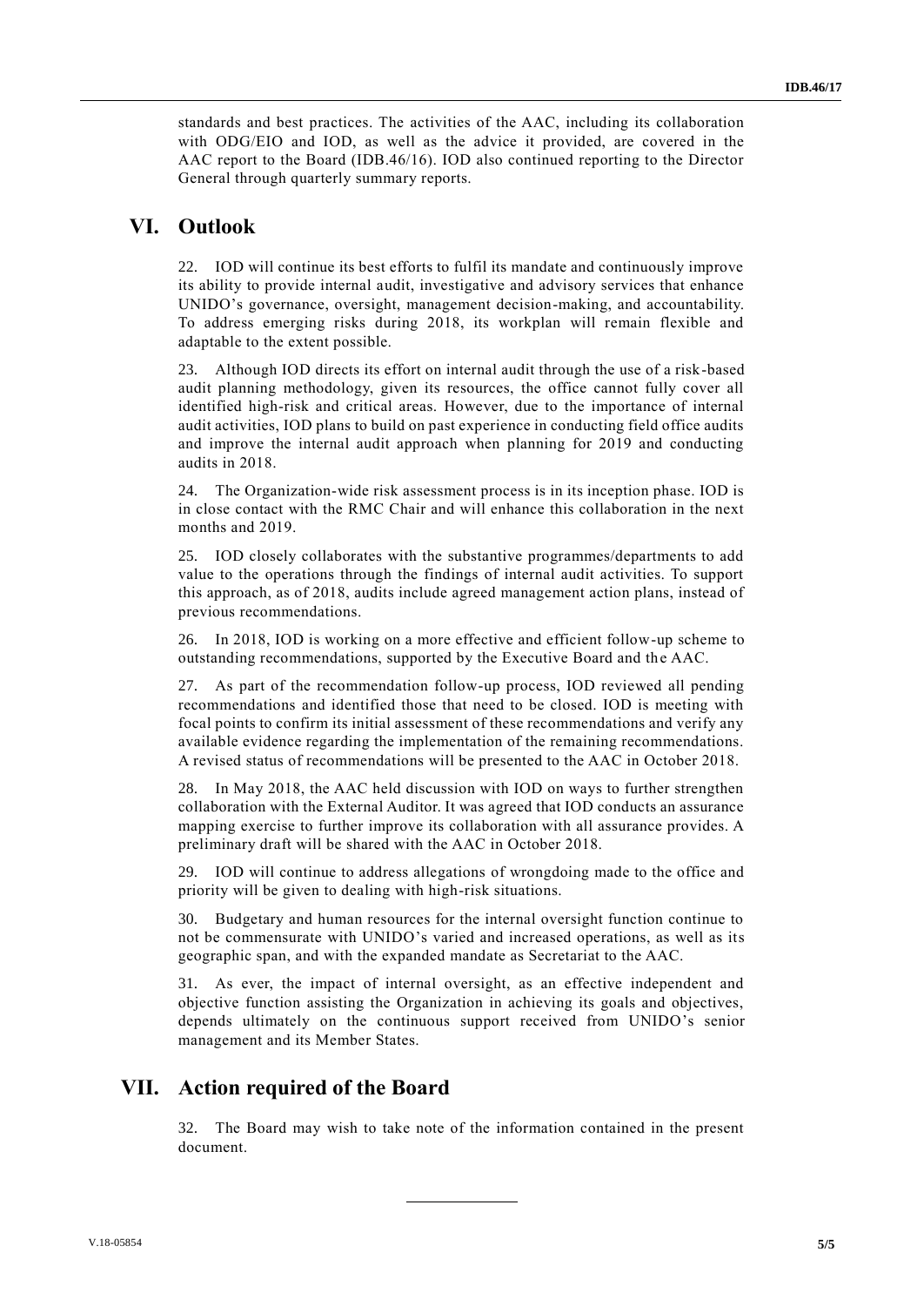standards and best practices. The activities of the AAC, including its collaboration with ODG/EIO and IOD, as well as the advice it provided, are covered in the AAC report to the Board (IDB.46/16). IOD also continued reporting to the Director General through quarterly summary reports.

## VI. Outlook

22. IOD will continue its best efforts to fulfil its mandate and continuously improve its ability to provide internal audit, investigative and advisory services that enhance UNIDO's governance, oversight, management decision-making, and accountability. To address emerging risks during 2018, its workplan will remain flexible and adaptable to the extent possible.

23. Although IOD directs its effort on internal audit through the use of a risk-based audit planning methodology, given its resources, the office cannot fully cover all identified high-risk and critical areas. However, due to the importance of internal audit activities, IOD plans to build on past experience in conducting field office audits and improve the internal audit approach when planning for 2019 and conducting audits in 2018.

24. The Organization-wide risk assessment process is in its inception phase. IOD is in close contact with the RMC Chair and will enhance this collaboration in the next months and 2019.

25. IOD closely collaborates with the substantive programmes/departments to add value to the operations through the findings of internal audit activities. To support this approach, as of 2018, audits include agreed management action plans, instead of previous recommendations.

26. In 2018, IOD is working on a more effective and efficient follow-up scheme to outstanding recommendations, supported by the Executive Board and the AAC.

27. As part of the recommendation follow-up process, IOD reviewed all pending recommendations and identified those that need to be closed. IOD is meeting with focal points to confirm its initial assessment of these recommendations and verify any available evidence regarding the implementation of the remaining recommendations. A revised status of recommendations will be presented to the AAC in October 2018.

28. In May 2018, the AAC held discussion with IOD on ways to further strengthen collaboration with the External Auditor. It was agreed that IOD conducts an assurance mapping exercise to further improve its collaboration with all assurance provides. A preliminary draft will be shared with the AAC in October 2018.

29. IOD will continue to address allegations of wrongdoing made to the office and priority will be given to dealing with high-risk situations.

30. Budgetary and human resources for the internal oversight function continue to not be commensurate with UNIDO's varied and increased operations, as well as its geographic span, and with the expanded mandate as Secretariat to the AAC.

31. As ever, the impact of internal oversight, as an effective independent and objective function assisting the Organization in achieving its goals and objectives, depends ultimately on the continuous support received from UNIDO's senior management and its Member States.

## VII. Action required of the Board

32. The Board may wish to take note of the information contained in the present document.